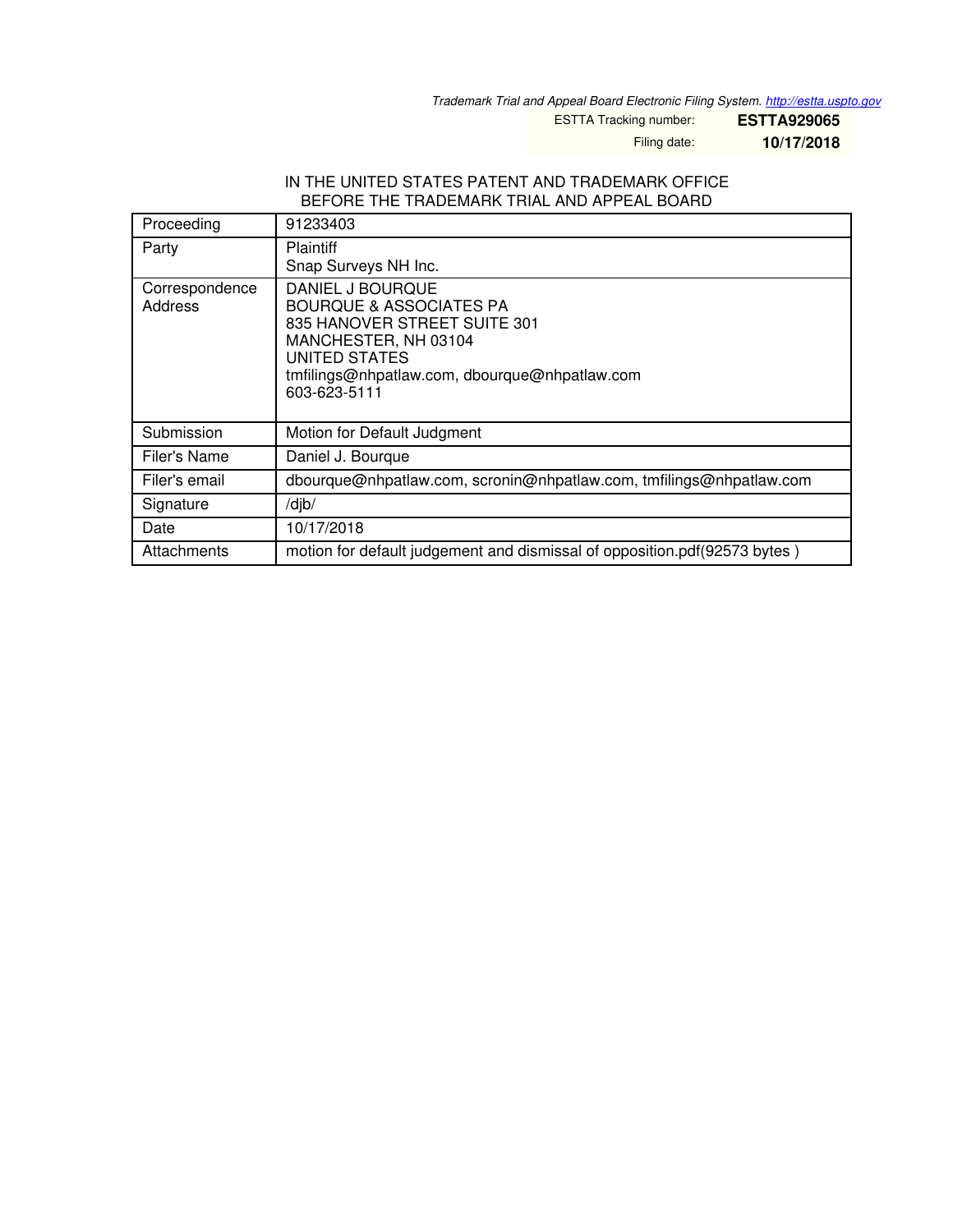Trademark Trial and Appeal Board Electronic Filing System. http://estta.uspto.gov

ESTTA Tracking number: **ESTTA929065**

Filing date: **10/17/2018**

IN THE UNITED STATES PATENT AND TRADEMARK OFFICE
BEFORE THE TRADEMARK TRIAL AND APPEAL BOARD

| | |
|---|---|
| Proceeding | 91233403 |
| Party | Plaintiff<br>Snap Surveys NH Inc. |
| Correspondence Address | DANIEL J BOURQUE<br>BOURQUE & ASSOCIATES PA<br>835 HANOVER STREET SUITE 301<br>MANCHESTER, NH 03104<br>UNITED STATES<br>tmfilings@nhpatlaw.com, dbourque@nhpatlaw.com<br>603-623-5111 |
| Submission | Motion for Default Judgment |
| Filer's Name | Daniel J. Bourque |
| Filer's email | dbourque@nhpatlaw.com, scronin@nhpatlaw.com, tmfilings@nhpatlaw.com |
| Signature | /djb/ |
| Date | 10/17/2018 |
| Attachments | motion for default judgement and dismissal of opposition.pdf(92573 bytes ) |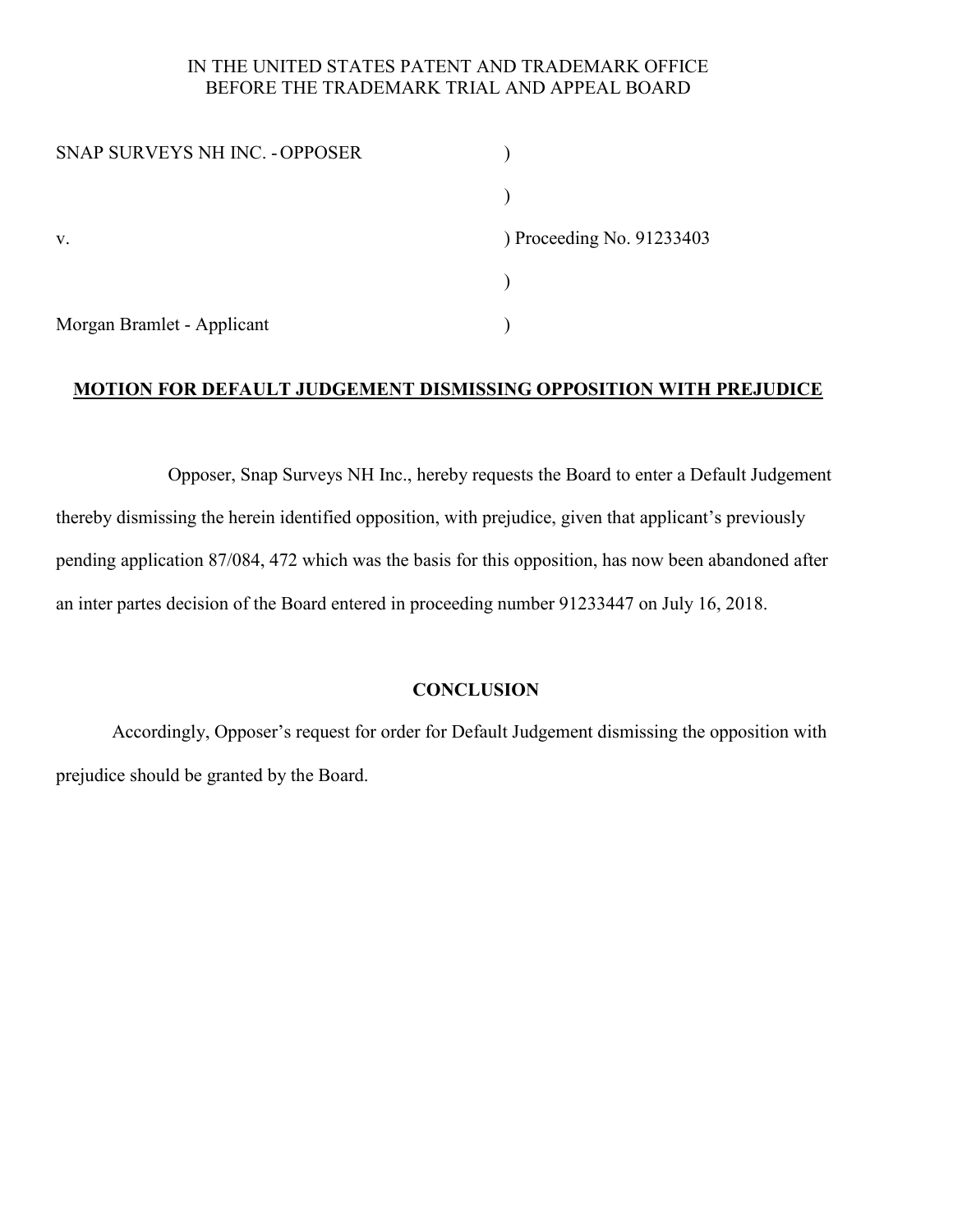IN THE UNITED STATES PATENT AND TRADEMARK OFFICE
BEFORE THE TRADEMARK TRIAL AND APPEAL BOARD

| | |
|---|---|
| SNAP SURVEYS NH INC. - OPPOSER | ) |
| | ) |
| v. | ) Proceeding No. 91233403 |
| | ) |
| Morgan Bramlet - Applicant | ) |

**MOTION FOR DEFAULT JUDGEMENT DISMISSING OPPOSITION WITH PREJUDICE**

Opposer, Snap Surveys NH Inc., hereby requests the Board to enter a Default Judgement thereby dismissing the herein identified opposition, with prejudice, given that applicant's previously pending application 87/084, 472 which was the basis for this opposition, has now been abandoned after an inter partes decision of the Board entered in proceeding number 91233447 on July 16, 2018.

## CONCLUSION

Accordingly, Opposer's request for order for Default Judgement dismissing the opposition with prejudice should be granted by the Board.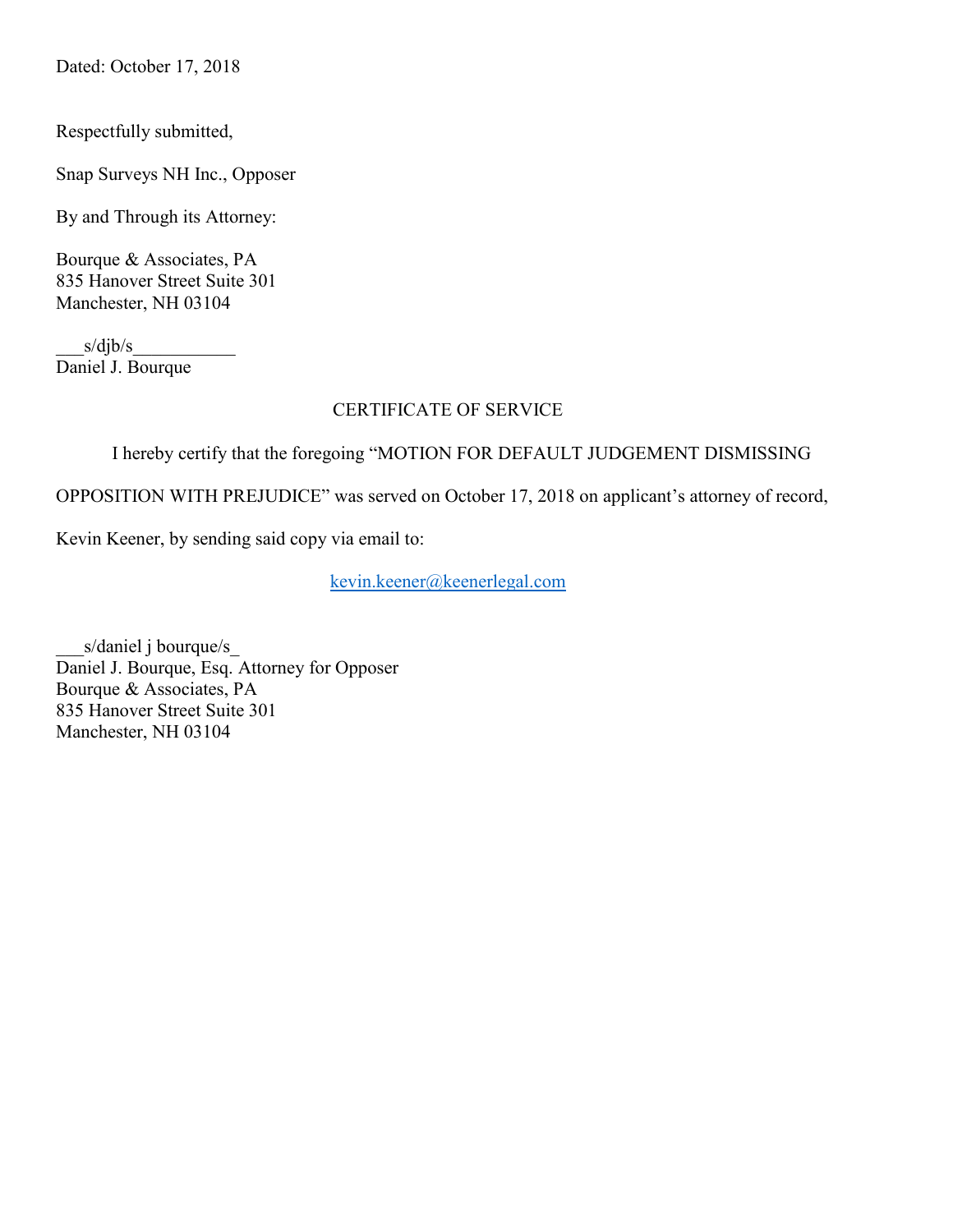Dated: October 17, 2018

Respectfully submitted,

Snap Surveys NH Inc., Opposer

By and Through its Attorney:

Bourque & Associates, PA  
835 Hanover Street Suite 301  
Manchester, NH 03104

___s/djb/s___________  
Daniel J. Bourque

CERTIFICATE OF SERVICE

I hereby certify that the foregoing "MOTION FOR DEFAULT JUDGEMENT DISMISSING OPPOSITION WITH PREJUDICE" was served on October 17, 2018 on applicant's attorney of record, Kevin Keener, by sending said copy via email to:

kevin.keener@keenerlegal.com

___s/daniel j bourque/s_  
Daniel J. Bourque, Esq. Attorney for Opposer  
Bourque & Associates, PA  
835 Hanover Street Suite 301  
Manchester, NH 03104